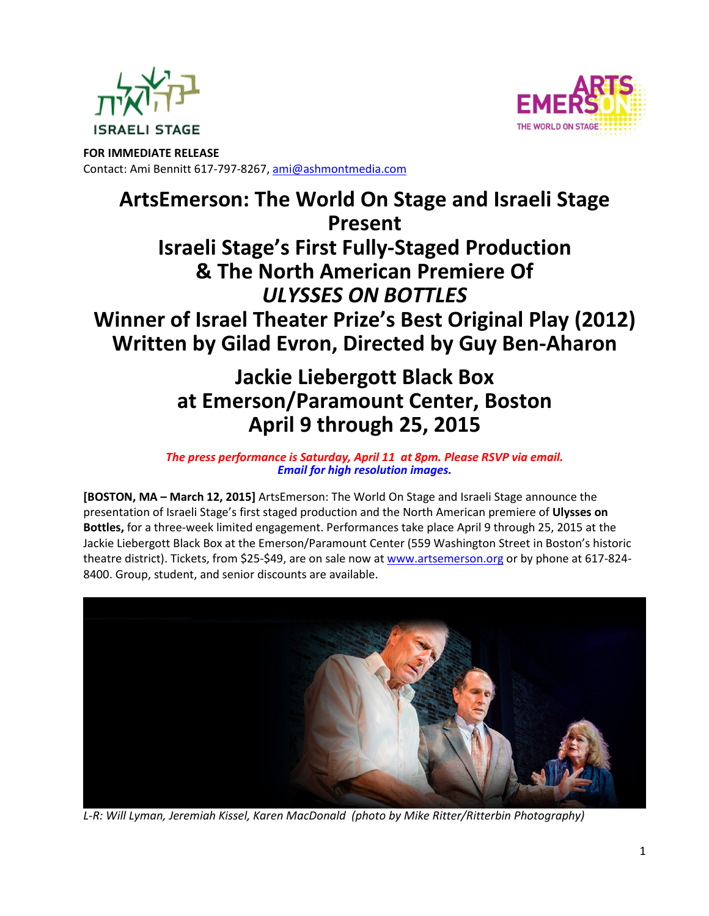**FOR IMMEDIATE RELEASE**
Contact: Ami Bennitt 617-797-8267, ami@ashmontmedia.com

# ArtsEmerson: The World On Stage and Israeli Stage Present Israeli Stage's First Fully-Staged Production & The North American Premiere Of *ULYSSES ON BOTTLES* Winner of Israel Theater Prize's Best Original Play (2012) Written by Gilad Evron, Directed by Guy Ben-Aharon

## Jackie Liebergott Black Box at Emerson/Paramount Center, Boston April 9 through 25, 2015

***The press performance is Saturday, April 11 at 8pm. Please RSVP via email.***
***Email for high resolution images.***

**[BOSTON, MA – March 12, 2015]** ArtsEmerson: The World On Stage and Israeli Stage announce the presentation of Israeli Stage's first staged production and the North American premiere of **Ulysses on Bottles,** for a three-week limited engagement. Performances take place April 9 through 25, 2015 at the Jackie Liebergott Black Box at the Emerson/Paramount Center (559 Washington Street in Boston's historic theatre district). Tickets, from $25-$49, are on sale now at www.artsemerson.org or by phone at 617-824-8400. Group, student, and senior discounts are available.

*L-R: Will Lyman, Jeremiah Kissel, Karen MacDonald (photo by Mike Ritter/Ritterbin Photography)*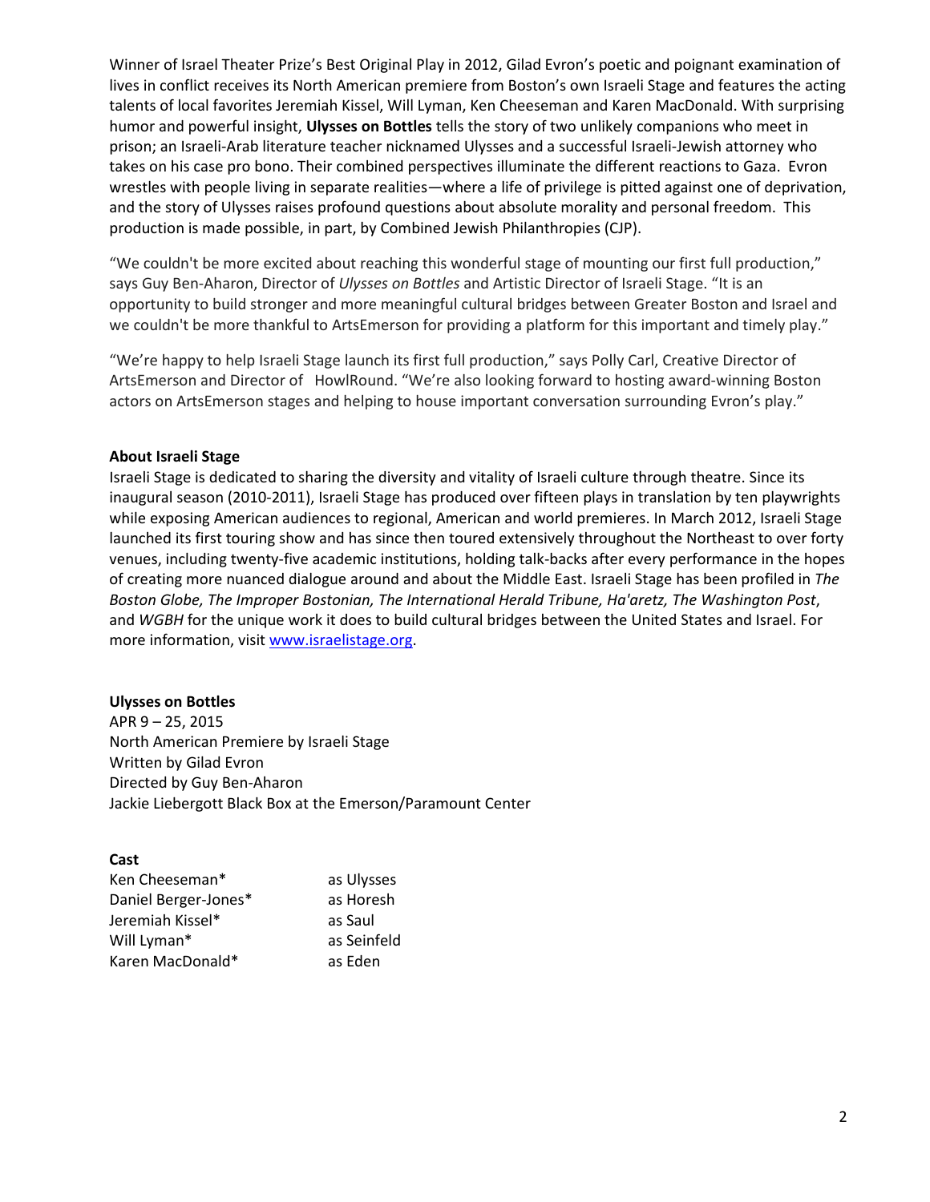Winner of Israel Theater Prize's Best Original Play in 2012, Gilad Evron's poetic and poignant examination of lives in conflict receives its North American premiere from Boston's own Israeli Stage and features the acting talents of local favorites Jeremiah Kissel, Will Lyman, Ken Cheeseman and Karen MacDonald. With surprising humor and powerful insight, **Ulysses on Bottles** tells the story of two unlikely companions who meet in prison; an Israeli-Arab literature teacher nicknamed Ulysses and a successful Israeli-Jewish attorney who takes on his case pro bono. Their combined perspectives illuminate the different reactions to Gaza. Evron wrestles with people living in separate realities—where a life of privilege is pitted against one of deprivation, and the story of Ulysses raises profound questions about absolute morality and personal freedom. This production is made possible, in part, by Combined Jewish Philanthropies (CJP).

"We couldn't be more excited about reaching this wonderful stage of mounting our first full production," says Guy Ben-Aharon, Director of *Ulysses on Bottles* and Artistic Director of Israeli Stage. "It is an opportunity to build stronger and more meaningful cultural bridges between Greater Boston and Israel and we couldn't be more thankful to ArtsEmerson for providing a platform for this important and timely play."

"We're happy to help Israeli Stage launch its first full production," says Polly Carl, Creative Director of ArtsEmerson and Director of HowlRound. "We're also looking forward to hosting award-winning Boston actors on ArtsEmerson stages and helping to house important conversation surrounding Evron's play."

**About Israeli Stage**

Israeli Stage is dedicated to sharing the diversity and vitality of Israeli culture through theatre. Since its inaugural season (2010-2011), Israeli Stage has produced over fifteen plays in translation by ten playwrights while exposing American audiences to regional, American and world premieres. In March 2012, Israeli Stage launched its first touring show and has since then toured extensively throughout the Northeast to over forty venues, including twenty-five academic institutions, holding talk-backs after every performance in the hopes of creating more nuanced dialogue around and about the Middle East. Israeli Stage has been profiled in *The Boston Globe, The Improper Bostonian, The International Herald Tribune, Ha'aretz, The Washington Post*, and *WGBH* for the unique work it does to build cultural bridges between the United States and Israel. For more information, visit www.israelistage.org.

**Ulysses on Bottles**

APR 9 – 25, 2015
North American Premiere by Israeli Stage
Written by Gilad Evron
Directed by Guy Ben-Aharon
Jackie Liebergott Black Box at the Emerson/Paramount Center

**Cast**

| | |
|---|---|
| Ken Cheeseman* | as Ulysses |
| Daniel Berger-Jones* | as Horesh |
| Jeremiah Kissel* | as Saul |
| Will Lyman* | as Seinfeld |
| Karen MacDonald* | as Eden |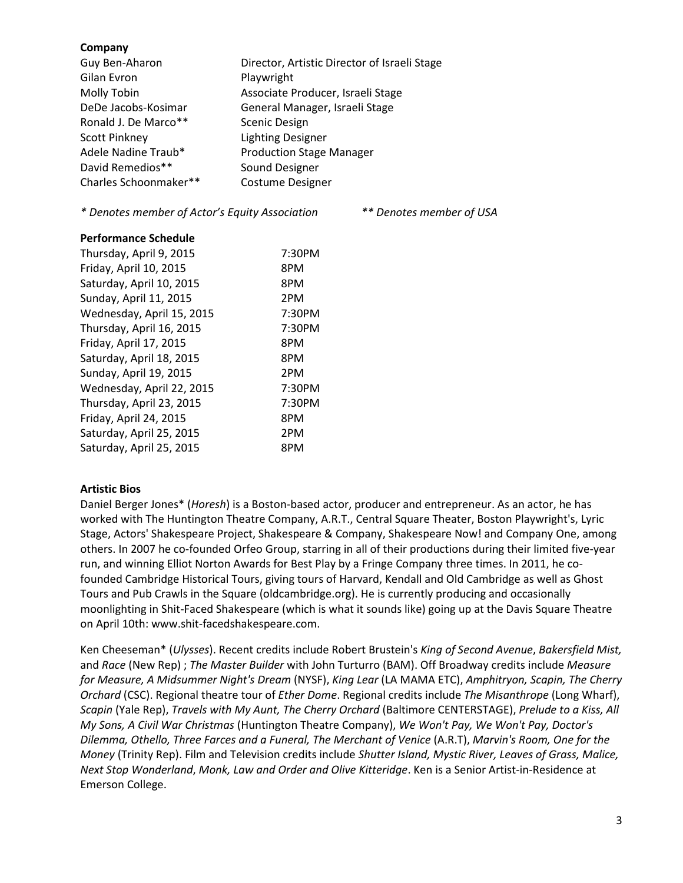**Company**

| | |
|---|---|
| Guy Ben-Aharon | Director, Artistic Director of Israeli Stage |
| Gilan Evron | Playwright |
| Molly Tobin | Associate Producer, Israeli Stage |
| DeDe Jacobs-Kosimar | General Manager, Israeli Stage |
| Ronald J. De Marco** | Scenic Design |
| Scott Pinkney | Lighting Designer |
| Adele Nadine Traub* | Production Stage Manager |
| David Remedios** | Sound Designer |
| Charles Schoonmaker** | Costume Designer |

*\* Denotes member of Actor's Equity Association* *\*\* Denotes member of USA*

**Performance Schedule**

| | |
|---|---|
| Thursday, April 9, 2015 | 7:30PM |
| Friday, April 10, 2015 | 8PM |
| Saturday, April 10, 2015 | 8PM |
| Sunday, April 11, 2015 | 2PM |
| Wednesday, April 15, 2015 | 7:30PM |
| Thursday, April 16, 2015 | 7:30PM |
| Friday, April 17, 2015 | 8PM |
| Saturday, April 18, 2015 | 8PM |
| Sunday, April 19, 2015 | 2PM |
| Wednesday, April 22, 2015 | 7:30PM |
| Thursday, April 23, 2015 | 7:30PM |
| Friday, April 24, 2015 | 8PM |
| Saturday, April 25, 2015 | 2PM |
| Saturday, April 25, 2015 | 8PM |

**Artistic Bios**

Daniel Berger Jones* (*Horesh*) is a Boston-based actor, producer and entrepreneur. As an actor, he has worked with The Huntington Theatre Company, A.R.T., Central Square Theater, Boston Playwright's, Lyric Stage, Actors' Shakespeare Project, Shakespeare & Company, Shakespeare Now! and Company One, among others. In 2007 he co-founded Orfeo Group, starring in all of their productions during their limited five-year run, and winning Elliot Norton Awards for Best Play by a Fringe Company three times. In 2011, he co-founded Cambridge Historical Tours, giving tours of Harvard, Kendall and Old Cambridge as well as Ghost Tours and Pub Crawls in the Square (oldcambridge.org). He is currently producing and occasionally moonlighting in Shit-Faced Shakespeare (which is what it sounds like) going up at the Davis Square Theatre on April 10th: www.shit-facedshakespeare.com.

Ken Cheeseman* (*Ulysses*). Recent credits include Robert Brustein's *King of Second Avenue*, *Bakersfield Mist,* and *Race* (New Rep) ; *The Master Builder* with John Turturro (BAM). Off Broadway credits include *Measure for Measure, A Midsummer Night's Dream* (NYSF), *King Lear* (LA MAMA ETC), *Amphitryon, Scapin, The Cherry Orchard* (CSC). Regional theatre tour of *Ether Dome*. Regional credits include *The Misanthrope* (Long Wharf), *Scapin* (Yale Rep), *Travels with My Aunt, The Cherry Orchard* (Baltimore CENTERSTAGE), *Prelude to a Kiss, All My Sons, A Civil War Christmas* (Huntington Theatre Company), *We Won't Pay, We Won't Pay, Doctor's Dilemma, Othello, Three Farces and a Funeral, The Merchant of Venice* (A.R.T), *Marvin's Room, One for the Money* (Trinity Rep). Film and Television credits include *Shutter Island, Mystic River, Leaves of Grass, Malice, Next Stop Wonderland*, *Monk, Law and Order and Olive Kitteridge*. Ken is a Senior Artist-in-Residence at Emerson College.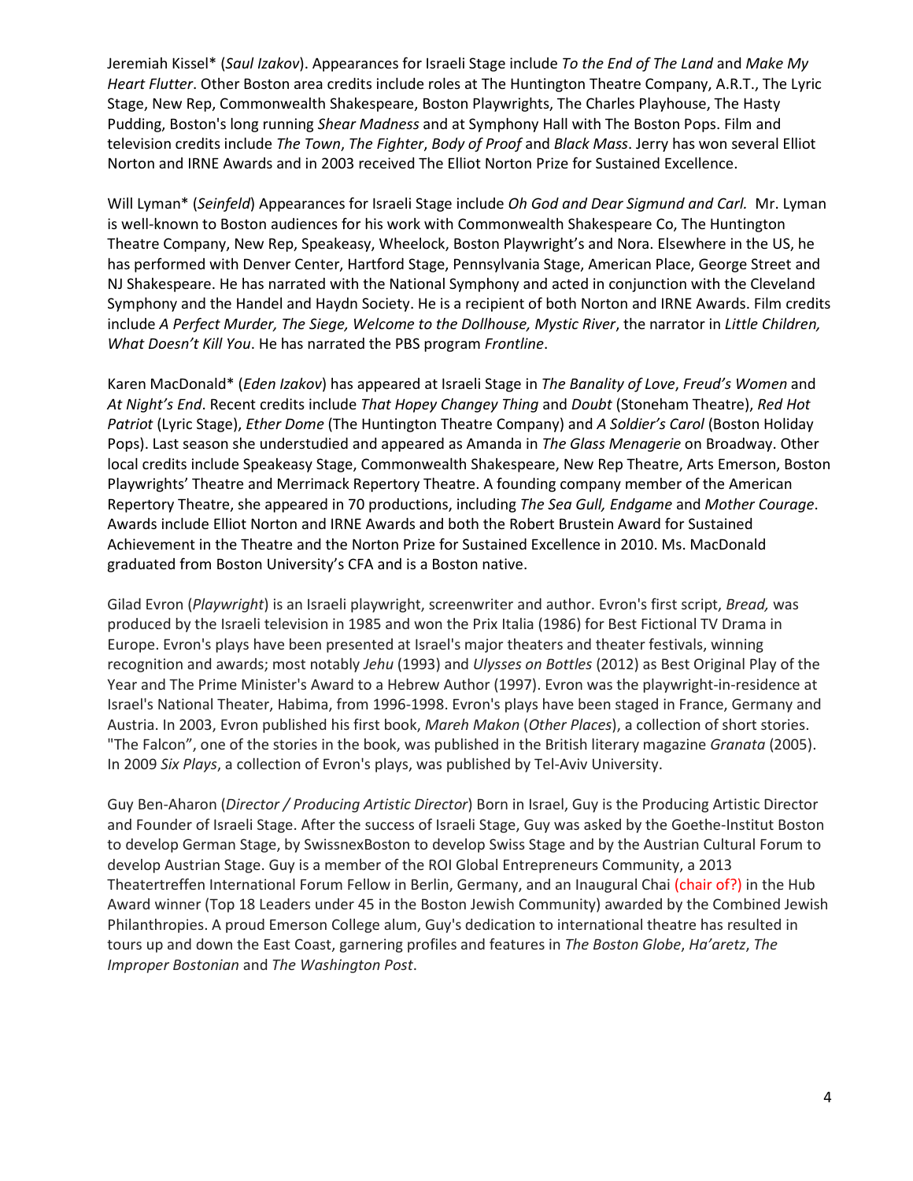Jeremiah Kissel* (*Saul Izakov*). Appearances for Israeli Stage include *To the End of The Land* and *Make My Heart Flutter*. Other Boston area credits include roles at The Huntington Theatre Company, A.R.T., The Lyric Stage, New Rep, Commonwealth Shakespeare, Boston Playwrights, The Charles Playhouse, The Hasty Pudding, Boston's long running *Shear Madness* and at Symphony Hall with The Boston Pops. Film and television credits include *The Town*, *The Fighter*, *Body of Proof* and *Black Mass*. Jerry has won several Elliot Norton and IRNE Awards and in 2003 received The Elliot Norton Prize for Sustained Excellence.

Will Lyman* (*Seinfeld*) Appearances for Israeli Stage include *Oh God and Dear Sigmund and Carl.* Mr. Lyman is well-known to Boston audiences for his work with Commonwealth Shakespeare Co, The Huntington Theatre Company, New Rep, Speakeasy, Wheelock, Boston Playwright's and Nora. Elsewhere in the US, he has performed with Denver Center, Hartford Stage, Pennsylvania Stage, American Place, George Street and NJ Shakespeare. He has narrated with the National Symphony and acted in conjunction with the Cleveland Symphony and the Handel and Haydn Society. He is a recipient of both Norton and IRNE Awards. Film credits include *A Perfect Murder, The Siege, Welcome to the Dollhouse, Mystic River*, the narrator in *Little Children, What Doesn't Kill You*. He has narrated the PBS program *Frontline*.

Karen MacDonald* (*Eden Izakov*) has appeared at Israeli Stage in *The Banality of Love*, *Freud's Women* and *At Night's End*. Recent credits include *That Hopey Changey Thing* and *Doubt* (Stoneham Theatre), *Red Hot Patriot* (Lyric Stage), *Ether Dome* (The Huntington Theatre Company) and *A Soldier's Carol* (Boston Holiday Pops). Last season she understudied and appeared as Amanda in *The Glass Menagerie* on Broadway. Other local credits include Speakeasy Stage, Commonwealth Shakespeare, New Rep Theatre, Arts Emerson, Boston Playwrights' Theatre and Merrimack Repertory Theatre. A founding company member of the American Repertory Theatre, she appeared in 70 productions, including *The Sea Gull, Endgame* and *Mother Courage*. Awards include Elliot Norton and IRNE Awards and both the Robert Brustein Award for Sustained Achievement in the Theatre and the Norton Prize for Sustained Excellence in 2010. Ms. MacDonald graduated from Boston University's CFA and is a Boston native.

Gilad Evron (*Playwright*) is an Israeli playwright, screenwriter and author. Evron's first script, *Bread,* was produced by the Israeli television in 1985 and won the Prix Italia (1986) for Best Fictional TV Drama in Europe. Evron's plays have been presented at Israel's major theaters and theater festivals, winning recognition and awards; most notably *Jehu* (1993) and *Ulysses on Bottles* (2012) as Best Original Play of the Year and The Prime Minister's Award to a Hebrew Author (1997). Evron was the playwright-in-residence at Israel's National Theater, Habima, from 1996-1998. Evron's plays have been staged in France, Germany and Austria. In 2003, Evron published his first book, *Mareh Makon* (*Other Places*), a collection of short stories. "The Falcon", one of the stories in the book, was published in the British literary magazine *Granata* (2005). In 2009 *Six Plays*, a collection of Evron's plays, was published by Tel-Aviv University.

Guy Ben-Aharon (*Director / Producing Artistic Director*) Born in Israel, Guy is the Producing Artistic Director and Founder of Israeli Stage. After the success of Israeli Stage, Guy was asked by the Goethe-Institut Boston to develop German Stage, by SwissnexBoston to develop Swiss Stage and by the Austrian Cultural Forum to develop Austrian Stage. Guy is a member of the ROI Global Entrepreneurs Community, a 2013 Theatertreffen International Forum Fellow in Berlin, Germany, and an Inaugural Chai (chair of?) in the Hub Award winner (Top 18 Leaders under 45 in the Boston Jewish Community) awarded by the Combined Jewish Philanthropies. A proud Emerson College alum, Guy's dedication to international theatre has resulted in tours up and down the East Coast, garnering profiles and features in *The Boston Globe*, *Ha'aretz*, *The Improper Bostonian* and *The Washington Post*.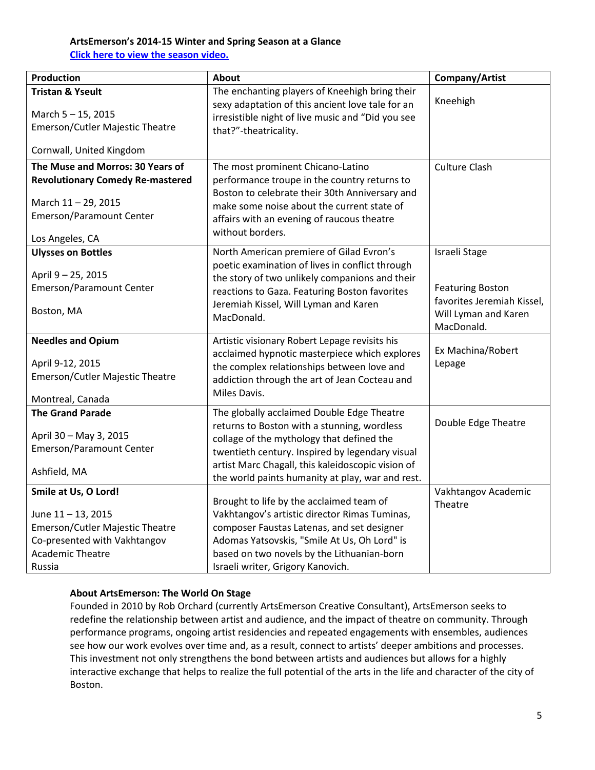**ArtsEmerson's 2014-15 Winter and Spring Season at a Glance**
**Click here to view the season video.**

| Production | About | Company/Artist |
|---|---|---|
| **Tristan & Yseult**<br><br>March 5 – 15, 2015<br>Emerson/Cutler Majestic Theatre<br><br>Cornwall, United Kingdom | The enchanting players of Kneehigh bring their sexy adaptation of this ancient love tale for an irresistible night of live music and "Did you see that?"-theatricality. | Kneehigh |
| **The Muse and Morros: 30 Years of Revolutionary Comedy Re-mastered**<br><br>March 11 – 29, 2015<br>Emerson/Paramount Center<br><br>Los Angeles, CA | The most prominent Chicano-Latino performance troupe in the country returns to Boston to celebrate their 30th Anniversary and make some noise about the current state of affairs with an evening of raucous theatre without borders. | Culture Clash |
| **Ulysses on Bottles**<br><br>April 9 – 25, 2015<br>Emerson/Paramount Center<br><br>Boston, MA | North American premiere of Gilad Evron's poetic examination of lives in conflict through the story of two unlikely companions and their reactions to Gaza. Featuring Boston favorites Jeremiah Kissel, Will Lyman and Karen MacDonald. | Israeli Stage<br><br>Featuring Boston favorites Jeremiah Kissel, Will Lyman and Karen MacDonald. |
| **Needles and Opium**<br><br>April 9-12, 2015<br>Emerson/Cutler Majestic Theatre<br><br>Montreal, Canada | Artistic visionary Robert Lepage revisits his acclaimed hypnotic masterpiece which explores the complex relationships between love and addiction through the art of Jean Cocteau and Miles Davis. | Ex Machina/Robert Lepage |
| **The Grand Parade**<br><br>April 30 – May 3, 2015<br>Emerson/Paramount Center<br><br>Ashfield, MA | The globally acclaimed Double Edge Theatre returns to Boston with a stunning, wordless collage of the mythology that defined the twentieth century. Inspired by legendary visual artist Marc Chagall, this kaleidoscopic vision of the world paints humanity at play, war and rest. | Double Edge Theatre |
| **Smile at Us, O Lord!**<br><br>June 11 – 13, 2015<br>Emerson/Cutler Majestic Theatre<br>Co-presented with Vakhtangov Academic Theatre<br>Russia | Brought to life by the acclaimed team of Vakhtangov's artistic director Rimas Tuminas, composer Faustas Latenas, and set designer Adomas Yatsovskis, "Smile At Us, Oh Lord" is based on two novels by the Lithuanian-born Israeli writer, Grigory Kanovich. | Vakhtangov Academic Theatre |

**About ArtsEmerson: The World On Stage**

Founded in 2010 by Rob Orchard (currently ArtsEmerson Creative Consultant), ArtsEmerson seeks to redefine the relationship between artist and audience, and the impact of theatre on community. Through performance programs, ongoing artist residencies and repeated engagements with ensembles, audiences see how our work evolves over time and, as a result, connect to artists' deeper ambitions and processes. This investment not only strengthens the bond between artists and audiences but allows for a highly interactive exchange that helps to realize the full potential of the arts in the life and character of the city of Boston.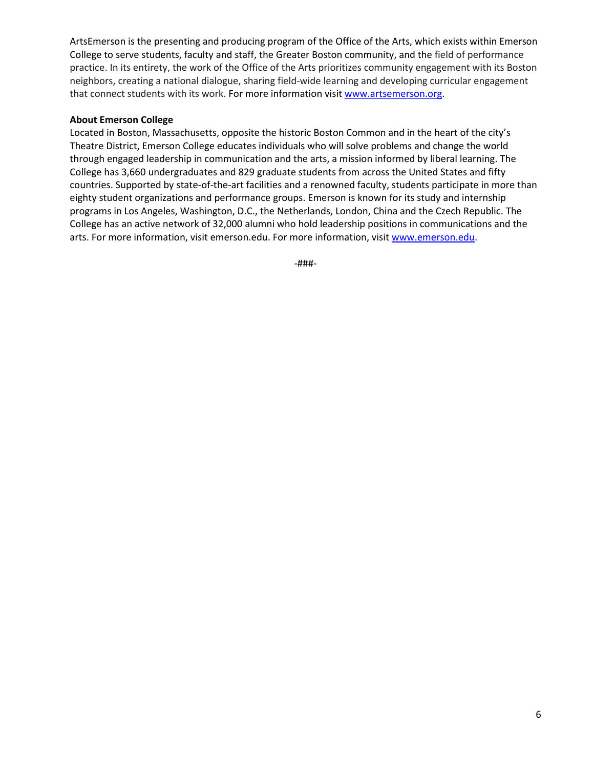ArtsEmerson is the presenting and producing program of the Office of the Arts, which exists within Emerson College to serve students, faculty and staff, the Greater Boston community, and the field of performance practice. In its entirety, the work of the Office of the Arts prioritizes community engagement with its Boston neighbors, creating a national dialogue, sharing field-wide learning and developing curricular engagement that connect students with its work. For more information visit [www.artsemerson.org](http://www.artsemerson.org).

**About Emerson College**

Located in Boston, Massachusetts, opposite the historic Boston Common and in the heart of the city's Theatre District, Emerson College educates individuals who will solve problems and change the world through engaged leadership in communication and the arts, a mission informed by liberal learning. The College has 3,660 undergraduates and 829 graduate students from across the United States and fifty countries. Supported by state-of-the-art facilities and a renowned faculty, students participate in more than eighty student organizations and performance groups. Emerson is known for its study and internship programs in Los Angeles, Washington, D.C., the Netherlands, London, China and the Czech Republic. The College has an active network of 32,000 alumni who hold leadership positions in communications and the arts. For more information, visit emerson.edu. For more information, visit [www.emerson.edu](http://www.emerson.edu).

-###-